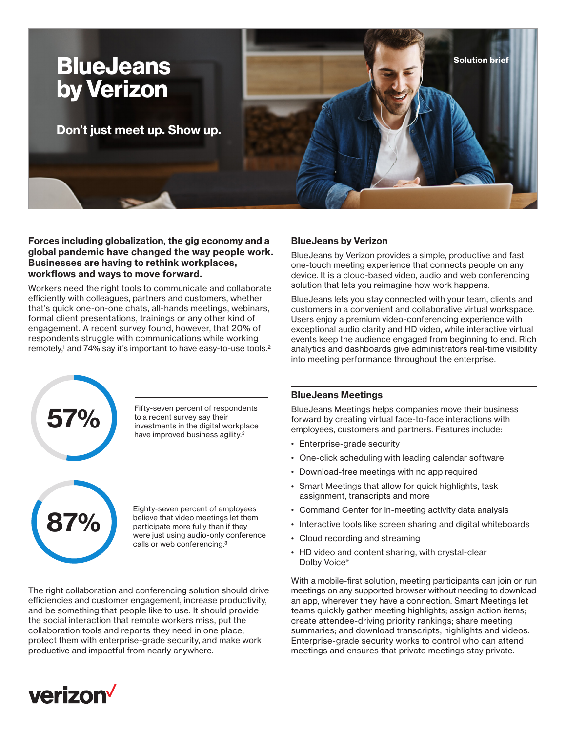Solution brief

# BlueJeans by Verizon

**Don't just meet up. Show up.**

**Forces including globalization, the gig economy and a global pandemic have changed the way people work. Businesses are having to rethink workplaces, workflows and ways to move forward.**

Workers need the right tools to communicate and collaborate efficiently with colleagues, partners and customers, whether that's quick one-on-one chats, all-hands meetings, webinars, formal client presentations, trainings or any other kind of engagement. A recent survey found, however, that 20% of respondents struggle with communications while working remotely,[1] and 74% say it's important to have easy-to-use tools.[2]

**57%**

Fifty-seven percent of respondents to a recent survey say their investments in the digital workplace have improved business agility.[2]

**87%**

Eighty-seven percent of employees believe that video meetings let them participate more fully than if they were just using audio-only conference calls or web conferencing.[3]

The right collaboration and conferencing solution should drive efficiencies and customer engagement, increase productivity, and be something that people like to use. It should provide the social interaction that remote workers miss, put the collaboration tools and reports they need in one place, protect them with enterprise-grade security, and make work productive and impactful from nearly anywhere.

## BlueJeans by Verizon

BlueJeans by Verizon provides a simple, productive and fast one-touch meeting experience that connects people on any device. It is a cloud-based video, audio and web conferencing solution that lets you reimagine how work happens.

BlueJeans lets you stay connected with your team, clients and customers in a convenient and collaborative virtual workspace. Users enjoy a premium video-conferencing experience with exceptional audio clarity and HD video, while interactive virtual events keep the audience engaged from beginning to end. Rich analytics and dashboards give administrators real-time visibility into meeting performance throughout the enterprise.

## BlueJeans Meetings

BlueJeans Meetings helps companies move their business forward by creating virtual face-to-face interactions with employees, customers and partners. Features include:

- Enterprise-grade security
- One-click scheduling with leading calendar software
- Download-free meetings with no app required
- Smart Meetings that allow for quick highlights, task assignment, transcripts and more
- Command Center for in-meeting activity data analysis
- Interactive tools like screen sharing and digital whiteboards
- Cloud recording and streaming
- HD video and content sharing, with crystal-clear Dolby Voice®

With a mobile-first solution, meeting participants can join or run meetings on any supported browser without needing to download an app, wherever they have a connection. Smart Meetings let teams quickly gather meeting highlights; assign action items; create attendee-driving priority rankings; share meeting summaries; and download transcripts, highlights and videos. Enterprise-grade security works to control who can attend meetings and ensures that private meetings stay private.

verizon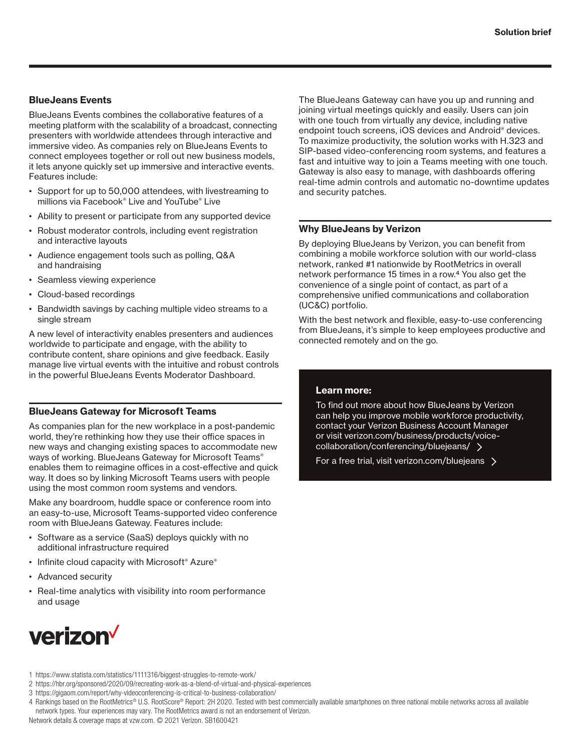## BlueJeans Events

BlueJeans Events combines the collaborative features of a meeting platform with the scalability of a broadcast, connecting presenters with worldwide attendees through interactive and immersive video. As companies rely on BlueJeans Events to connect employees together or roll out new business models, it lets anyone quickly set up immersive and interactive events. Features include:

- Support for up to 50,000 attendees, with livestreaming to millions via Facebook® Live and YouTube® Live
- Ability to present or participate from any supported device
- Robust moderator controls, including event registration and interactive layouts
- Audience engagement tools such as polling, Q&A and handraising
- Seamless viewing experience
- Cloud-based recordings
- Bandwidth savings by caching multiple video streams to a single stream

A new level of interactivity enables presenters and audiences worldwide to participate and engage, with the ability to contribute content, share opinions and give feedback. Easily manage live virtual events with the intuitive and robust controls in the powerful BlueJeans Events Moderator Dashboard.

## BlueJeans Gateway for Microsoft Teams

As companies plan for the new workplace in a post-pandemic world, they're rethinking how they use their office spaces in new ways and changing existing spaces to accommodate new ways of working. BlueJeans Gateway for Microsoft Teams® enables them to reimagine offices in a cost-effective and quick way. It does so by linking Microsoft Teams users with people using the most common room systems and vendors.

Make any boardroom, huddle space or conference room into an easy-to-use, Microsoft Teams-supported video conference room with BlueJeans Gateway. Features include:

- Software as a service (SaaS) deploys quickly with no additional infrastructure required
- Infinite cloud capacity with Microsoft® Azure®
- Advanced security
- Real-time analytics with visibility into room performance and usage

The BlueJeans Gateway can have you up and running and joining virtual meetings quickly and easily. Users can join with one touch from virtually any device, including native endpoint touch screens, iOS devices and Android® devices. To maximize productivity, the solution works with H.323 and SIP-based video-conferencing room systems, and features a fast and intuitive way to join a Teams meeting with one touch. Gateway is also easy to manage, with dashboards offering real-time admin controls and automatic no-downtime updates and security patches.

## Why BlueJeans by Verizon

By deploying BlueJeans by Verizon, you can benefit from combining a mobile workforce solution with our world-class network, ranked #1 nationwide by RootMetrics in overall network performance 15 times in a row.[4] You also get the convenience of a single point of contact, as part of a comprehensive unified communications and collaboration (UC&C) portfolio.

With the best network and flexible, easy-to-use conferencing from BlueJeans, it's simple to keep employees productive and connected remotely and on the go.

**Learn more:**

To find out more about how BlueJeans by Verizon can help you improve mobile workforce productivity, contact your Verizon Business Account Manager or visit verizon.com/business/products/voice-collaboration/conferencing/bluejeans/

For a free trial, visit verizon.com/bluejeans

verizon

1 https://www.statista.com/statistics/1111316/biggest-struggles-to-remote-work/

2 https://hbr.org/sponsored/2020/09/recreating-work-as-a-blend-of-virtual-and-physical-experiences

3 https://gigaom.com/report/why-videoconferencing-is-critical-to-business-collaboration/

4 Rankings based on the RootMetrics® U.S. RootScore® Report: 2H 2020. Tested with best commercially available smartphones on three national mobile networks across all available network types. Your experiences may vary. The RootMetrics award is not an endorsement of Verizon.

Network details & coverage maps at vzw.com. © 2021 Verizon. SB1600421